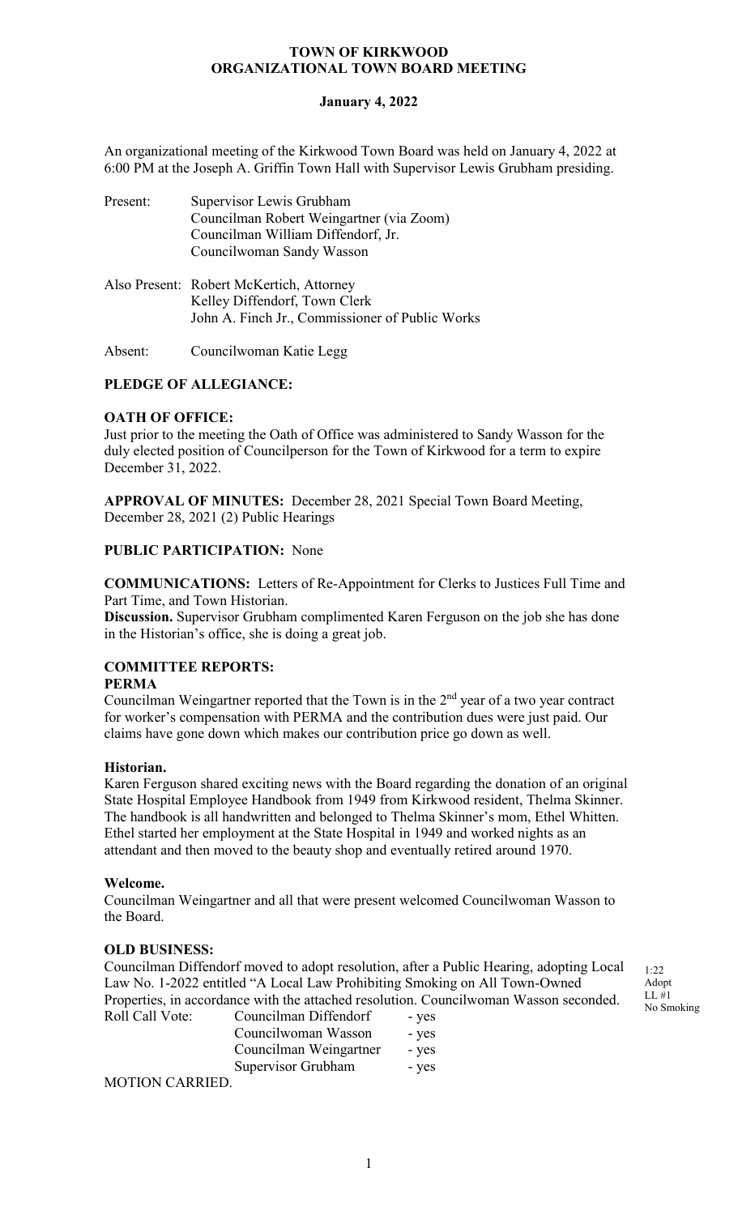**TOWN OF KIRKWOOD**
**ORGANIZATIONAL TOWN BOARD MEETING**

**January 4, 2022**

An organizational meeting of the Kirkwood Town Board was held on January 4, 2022 at 6:00 PM at the Joseph A. Griffin Town Hall with Supervisor Lewis Grubham presiding.

Present: Supervisor Lewis Grubham
Councilman Robert Weingartner (via Zoom)
Councilman William Diffendorf, Jr.
Councilwoman Sandy Wasson

Also Present: Robert McKertich, Attorney
Kelley Diffendorf, Town Clerk
John A. Finch Jr., Commissioner of Public Works

Absent: Councilwoman Katie Legg

**PLEDGE OF ALLEGIANCE:**

**OATH OF OFFICE:**
Just prior to the meeting the Oath of Office was administered to Sandy Wasson for the duly elected position of Councilperson for the Town of Kirkwood for a term to expire December 31, 2022.

**APPROVAL OF MINUTES:** December 28, 2021 Special Town Board Meeting, December 28, 2021 (2) Public Hearings

**PUBLIC PARTICIPATION:** None

**COMMUNICATIONS:** Letters of Re-Appointment for Clerks to Justices Full Time and Part Time, and Town Historian.
**Discussion.** Supervisor Grubham complimented Karen Ferguson on the job she has done in the Historian's office, she is doing a great job.

**COMMITTEE REPORTS:**
**PERMA**
Councilman Weingartner reported that the Town is in the 2nd year of a two year contract for worker's compensation with PERMA and the contribution dues were just paid. Our claims have gone down which makes our contribution price go down as well.

**Historian.**
Karen Ferguson shared exciting news with the Board regarding the donation of an original State Hospital Employee Handbook from 1949 from Kirkwood resident, Thelma Skinner. The handbook is all handwritten and belonged to Thelma Skinner's mom, Ethel Whitten. Ethel started her employment at the State Hospital in 1949 and worked nights as an attendant and then moved to the beauty shop and eventually retired around 1970.

**Welcome.**
Councilman Weingartner and all that were present welcomed Councilwoman Wasson to the Board.

**OLD BUSINESS:**
Councilman Diffendorf moved to adopt resolution, after a Public Hearing, adopting Local Law No. 1-2022 entitled "A Local Law Prohibiting Smoking on All Town-Owned Properties, in accordance with the attached resolution. Councilwoman Wasson seconded.

1:22 Adopt LL #1 No Smoking

Roll Call Vote:
Councilman Diffendorf - yes
Councilwoman Wasson - yes
Councilman Weingartner - yes
Supervisor Grubham - yes

MOTION CARRIED.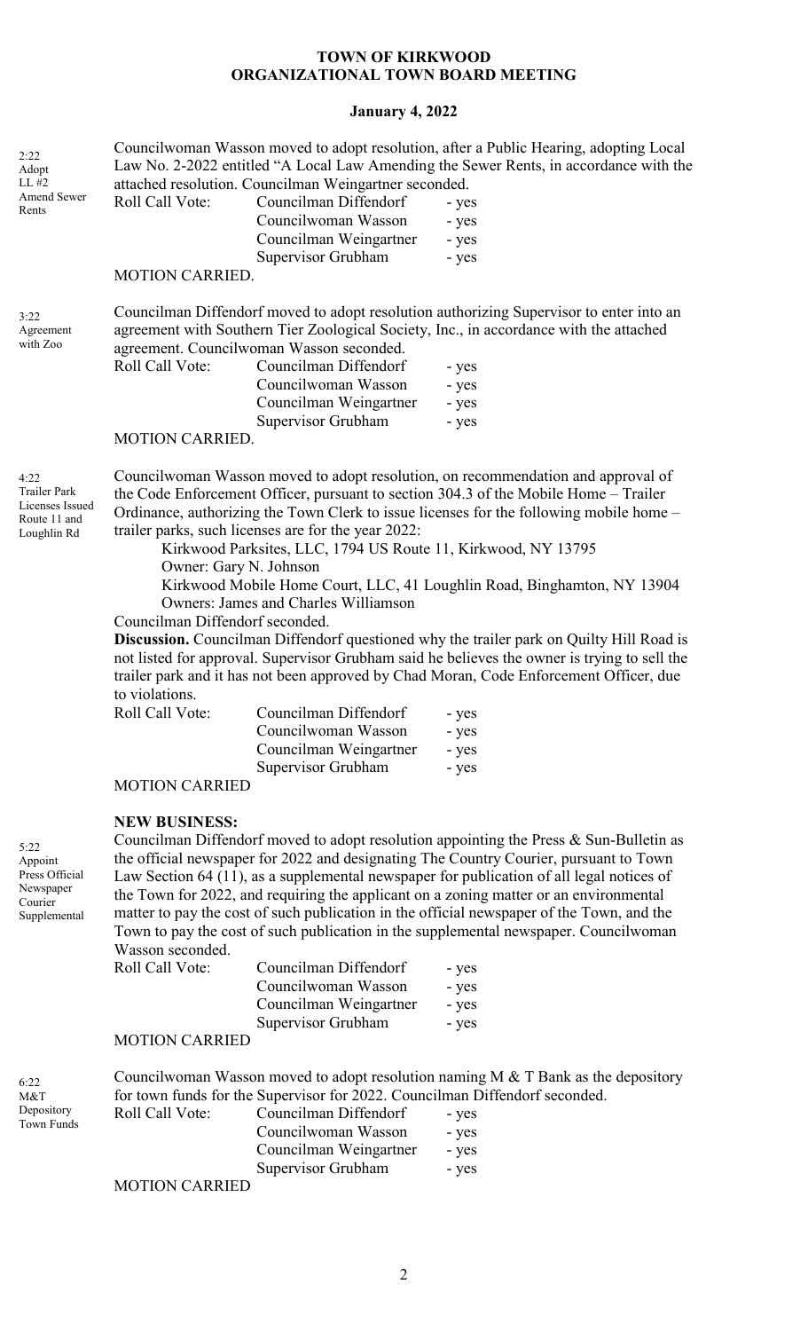**TOWN OF KIRKWOOD**
**ORGANIZATIONAL TOWN BOARD MEETING**

**January 4, 2022**

2:22 Adopt LL #2 Amend Sewer Rents

Councilwoman Wasson moved to adopt resolution, after a Public Hearing, adopting Local Law No. 2-2022 entitled "A Local Law Amending the Sewer Rents, in accordance with the attached resolution. Councilman Weingartner seconded.

| Roll Call Vote: | Councilman Diffendorf | - yes |
|---|---|---|
| | Councilwoman Wasson | - yes |
| | Councilman Weingartner | - yes |
| | Supervisor Grubham | - yes |

MOTION CARRIED.

3:22 Agreement with Zoo

Councilman Diffendorf moved to adopt resolution authorizing Supervisor to enter into an agreement with Southern Tier Zoological Society, Inc., in accordance with the attached agreement. Councilwoman Wasson seconded.

| Roll Call Vote: | Councilman Diffendorf | - yes |
|---|---|---|
| | Councilwoman Wasson | - yes |
| | Councilman Weingartner | - yes |
| | Supervisor Grubham | - yes |

MOTION CARRIED.

4:22 Trailer Park Licenses Issued Route 11 and Loughlin Rd

Councilwoman Wasson moved to adopt resolution, on recommendation and approval of the Code Enforcement Officer, pursuant to section 304.3 of the Mobile Home – Trailer Ordinance, authorizing the Town Clerk to issue licenses for the following mobile home – trailer parks, such licenses are for the year 2022:

Kirkwood Parksites, LLC, 1794 US Route 11, Kirkwood, NY 13795
Owner: Gary N. Johnson
Kirkwood Mobile Home Court, LLC, 41 Loughlin Road, Binghamton, NY 13904
Owners: James and Charles Williamson

Councilman Diffendorf seconded.

**Discussion.** Councilman Diffendorf questioned why the trailer park on Quilty Hill Road is not listed for approval. Supervisor Grubham said he believes the owner is trying to sell the trailer park and it has not been approved by Chad Moran, Code Enforcement Officer, due to violations.

| Roll Call Vote: | Councilman Diffendorf | - yes |
|---|---|---|
| | Councilwoman Wasson | - yes |
| | Councilman Weingartner | - yes |
| | Supervisor Grubham | - yes |

MOTION CARRIED

**NEW BUSINESS:**

5:22 Appoint Press Official Newspaper Courier Supplemental

Councilman Diffendorf moved to adopt resolution appointing the Press & Sun-Bulletin as the official newspaper for 2022 and designating The Country Courier, pursuant to Town Law Section 64 (11), as a supplemental newspaper for publication of all legal notices of the Town for 2022, and requiring the applicant on a zoning matter or an environmental matter to pay the cost of such publication in the official newspaper of the Town, and the Town to pay the cost of such publication in the supplemental newspaper. Councilwoman Wasson seconded.

| Roll Call Vote: | Councilman Diffendorf | - yes |
|---|---|---|
| | Councilwoman Wasson | - yes |
| | Councilman Weingartner | - yes |
| | Supervisor Grubham | - yes |

MOTION CARRIED

6:22 M&T Depository Town Funds

Councilwoman Wasson moved to adopt resolution naming M & T Bank as the depository for town funds for the Supervisor for 2022. Councilman Diffendorf seconded.

| Roll Call Vote: | Councilman Diffendorf | - yes |
|---|---|---|
| | Councilwoman Wasson | - yes |
| | Councilman Weingartner | - yes |
| | Supervisor Grubham | - yes |

MOTION CARRIED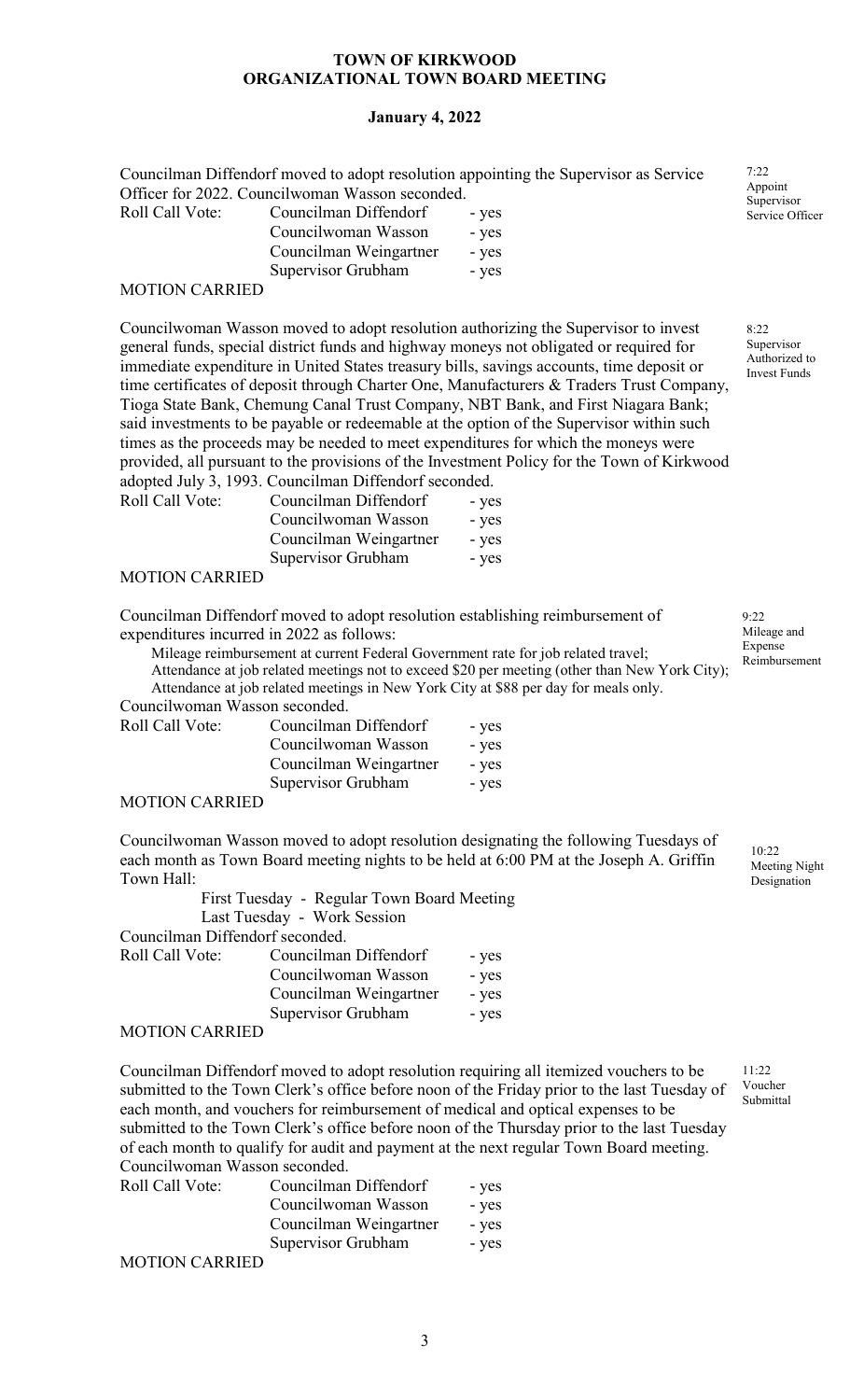**TOWN OF KIRKWOOD**
**ORGANIZATIONAL TOWN BOARD MEETING**

**January 4, 2022**

7:22 Appoint Supervisor Service Officer

Councilman Diffendorf moved to adopt resolution appointing the Supervisor as Service Officer for 2022. Councilwoman Wasson seconded.

| Roll Call Vote: | Councilman Diffendorf | - yes |
|---|---|---|
| | Councilwoman Wasson | - yes |
| | Councilman Weingartner | - yes |
| | Supervisor Grubham | - yes |

MOTION CARRIED

8:22 Supervisor Authorized to Invest Funds

Councilwoman Wasson moved to adopt resolution authorizing the Supervisor to invest general funds, special district funds and highway moneys not obligated or required for immediate expenditure in United States treasury bills, savings accounts, time deposit or time certificates of deposit through Charter One, Manufacturers & Traders Trust Company, Tioga State Bank, Chemung Canal Trust Company, NBT Bank, and First Niagara Bank; said investments to be payable or redeemable at the option of the Supervisor within such times as the proceeds may be needed to meet expenditures for which the moneys were provided, all pursuant to the provisions of the Investment Policy for the Town of Kirkwood adopted July 3, 1993. Councilman Diffendorf seconded.

| Roll Call Vote: | Councilman Diffendorf | - yes |
|---|---|---|
| | Councilwoman Wasson | - yes |
| | Councilman Weingartner | - yes |
| | Supervisor Grubham | - yes |

MOTION CARRIED

9:22 Mileage and Expense Reimbursement

Councilman Diffendorf moved to adopt resolution establishing reimbursement of expenditures incurred in 2022 as follows:

Mileage reimbursement at current Federal Government rate for job related travel;
Attendance at job related meetings not to exceed $20 per meeting (other than New York City);
Attendance at job related meetings in New York City at $88 per day for meals only.

Councilwoman Wasson seconded.

| Roll Call Vote: | Councilman Diffendorf | - yes |
|---|---|---|
| | Councilwoman Wasson | - yes |
| | Councilman Weingartner | - yes |
| | Supervisor Grubham | - yes |

MOTION CARRIED

10:22 Meeting Night Designation

Councilwoman Wasson moved to adopt resolution designating the following Tuesdays of each month as Town Board meeting nights to be held at 6:00 PM at the Joseph A. Griffin Town Hall:

First Tuesday - Regular Town Board Meeting
Last Tuesday - Work Session

Councilman Diffendorf seconded.

| Roll Call Vote: | Councilman Diffendorf | - yes |
|---|---|---|
| | Councilwoman Wasson | - yes |
| | Councilman Weingartner | - yes |
| | Supervisor Grubham | - yes |

MOTION CARRIED

11:22 Voucher Submittal

Councilman Diffendorf moved to adopt resolution requiring all itemized vouchers to be submitted to the Town Clerk's office before noon of the Friday prior to the last Tuesday of each month, and vouchers for reimbursement of medical and optical expenses to be submitted to the Town Clerk's office before noon of the Thursday prior to the last Tuesday of each month to qualify for audit and payment at the next regular Town Board meeting. Councilwoman Wasson seconded.

| Roll Call Vote: | Councilman Diffendorf | - yes |
|---|---|---|
| | Councilwoman Wasson | - yes |
| | Councilman Weingartner | - yes |
| | Supervisor Grubham | - yes |

MOTION CARRIED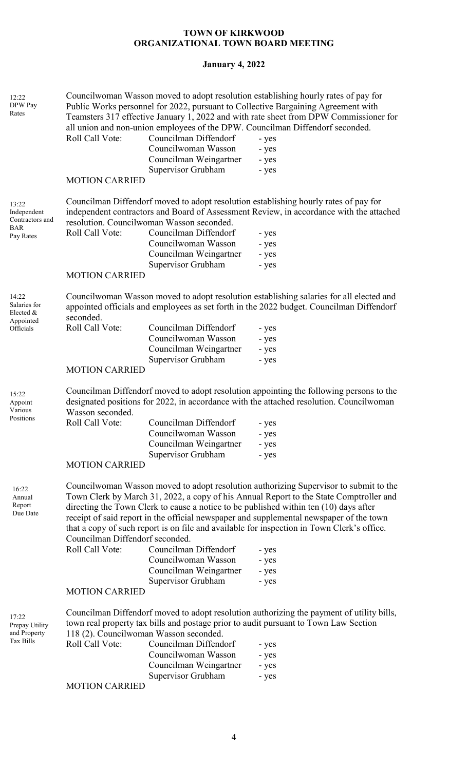# TOWN OF KIRKWOOD
## ORGANIZATIONAL TOWN BOARD MEETING

**January 4, 2022**

12:22
DPW Pay Rates

Councilwoman Wasson moved to adopt resolution establishing hourly rates of pay for Public Works personnel for 2022, pursuant to Collective Bargaining Agreement with Teamsters 317 effective January 1, 2022 and with rate sheet from DPW Commissioner for all union and non-union employees of the DPW. Councilman Diffendorf seconded.

| Roll Call Vote: | Councilman Diffendorf | - yes |
|---|---|---|
| | Councilwoman Wasson | - yes |
| | Councilman Weingartner | - yes |
| | Supervisor Grubham | - yes |

MOTION CARRIED

13:22
Independent Contractors and BAR Pay Rates

Councilman Diffendorf moved to adopt resolution establishing hourly rates of pay for independent contractors and Board of Assessment Review, in accordance with the attached resolution. Councilwoman Wasson seconded.

| Roll Call Vote: | Councilman Diffendorf | - yes |
|---|---|---|
| | Councilwoman Wasson | - yes |
| | Councilman Weingartner | - yes |
| | Supervisor Grubham | - yes |

MOTION CARRIED

14:22
Salaries for Elected & Appointed Officials

Councilwoman Wasson moved to adopt resolution establishing salaries for all elected and appointed officials and employees as set forth in the 2022 budget. Councilman Diffendorf seconded.

| Roll Call Vote: | Councilman Diffendorf | - yes |
|---|---|---|
| | Councilwoman Wasson | - yes |
| | Councilman Weingartner | - yes |
| | Supervisor Grubham | - yes |

MOTION CARRIED

15:22
Appoint Various Positions

Councilman Diffendorf moved to adopt resolution appointing the following persons to the designated positions for 2022, in accordance with the attached resolution. Councilwoman Wasson seconded.

| Roll Call Vote: | Councilman Diffendorf | - yes |
|---|---|---|
| | Councilwoman Wasson | - yes |
| | Councilman Weingartner | - yes |
| | Supervisor Grubham | - yes |

MOTION CARRIED

16:22
Annual Report Due Date

Councilwoman Wasson moved to adopt resolution authorizing Supervisor to submit to the Town Clerk by March 31, 2022, a copy of his Annual Report to the State Comptroller and directing the Town Clerk to cause a notice to be published within ten (10) days after receipt of said report in the official newspaper and supplemental newspaper of the town that a copy of such report is on file and available for inspection in Town Clerk's office. Councilman Diffendorf seconded.

| Roll Call Vote: | Councilman Diffendorf | - yes |
|---|---|---|
| | Councilwoman Wasson | - yes |
| | Councilman Weingartner | - yes |
| | Supervisor Grubham | - yes |

MOTION CARRIED

17:22
Prepay Utility and Property Tax Bills

Councilman Diffendorf moved to adopt resolution authorizing the payment of utility bills, town real property tax bills and postage prior to audit pursuant to Town Law Section 118 (2). Councilwoman Wasson seconded.

| Roll Call Vote: | Councilman Diffendorf | - yes |
|---|---|---|
| | Councilwoman Wasson | - yes |
| | Councilman Weingartner | - yes |
| | Supervisor Grubham | - yes |

MOTION CARRIED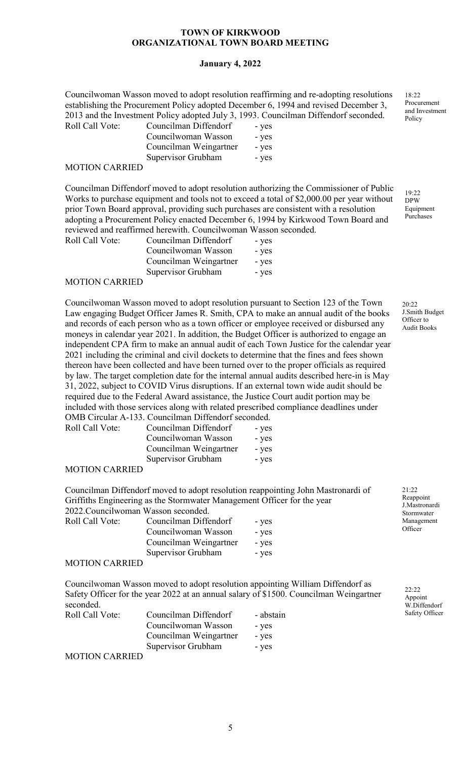Councilwoman Wasson moved to adopt resolution reaffirming and re-adopting resolutions establishing the Procurement Policy adopted December 6, 1994 and revised December 3, 2013 and the Investment Policy adopted July 3, 1993. Councilman Diffendorf seconded.

18:22 Procurement and Investment Policy

| Roll Call Vote: | Councilman Diffendorf | - yes |
|---|---|---|
| | Councilwoman Wasson | - yes |
| | Councilman Weingartner | - yes |
| | Supervisor Grubham | - yes |

MOTION CARRIED

Councilman Diffendorf moved to adopt resolution authorizing the Commissioner of Public Works to purchase equipment and tools not to exceed a total of $2,000.00 per year without prior Town Board approval, providing such purchases are consistent with a resolution adopting a Procurement Policy enacted December 6, 1994 by Kirkwood Town Board and reviewed and reaffirmed herewith. Councilwoman Wasson seconded.

19:22 DPW Equipment Purchases

| Roll Call Vote: | Councilman Diffendorf | - yes |
|---|---|---|
| | Councilwoman Wasson | - yes |
| | Councilman Weingartner | - yes |
| | Supervisor Grubham | - yes |

MOTION CARRIED

Councilwoman Wasson moved to adopt resolution pursuant to Section 123 of the Town Law engaging Budget Officer James R. Smith, CPA to make an annual audit of the books and records of each person who as a town officer or employee received or disbursed any moneys in calendar year 2021. In addition, the Budget Officer is authorized to engage an independent CPA firm to make an annual audit of each Town Justice for the calendar year 2021 including the criminal and civil dockets to determine that the fines and fees shown thereon have been collected and have been turned over to the proper officials as required by law. The target completion date for the internal annual audits described here-in is May 31, 2022, subject to COVID Virus disruptions. If an external town wide audit should be required due to the Federal Award assistance, the Justice Court audit portion may be included with those services along with related prescribed compliance deadlines under OMB Circular A-133. Councilman Diffendorf seconded.

20:22 J.Smith Budget Officer to Audit Books

| Roll Call Vote: | Councilman Diffendorf | - yes |
|---|---|---|
| | Councilwoman Wasson | - yes |
| | Councilman Weingartner | - yes |
| | Supervisor Grubham | - yes |

MOTION CARRIED

Councilman Diffendorf moved to adopt resolution reappointing John Mastronardi of Griffiths Engineering as the Stormwater Management Officer for the year 2022.Councilwoman Wasson seconded.

21:22 Reappoint J.Mastronardi Stormwater Management Officer

| Roll Call Vote: | Councilman Diffendorf | - yes |
|---|---|---|
| | Councilwoman Wasson | - yes |
| | Councilman Weingartner | - yes |
| | Supervisor Grubham | - yes |

MOTION CARRIED

Councilwoman Wasson moved to adopt resolution appointing William Diffendorf as Safety Officer for the year 2022 at an annual salary of $1500. Councilman Weingartner seconded.

22:22 Appoint W.Diffendorf Safety Officer

| Roll Call Vote: | Councilman Diffendorf | - abstain |
|---|---|---|
| | Councilwoman Wasson | - yes |
| | Councilman Weingartner | - yes |
| | Supervisor Grubham | - yes |

MOTION CARRIED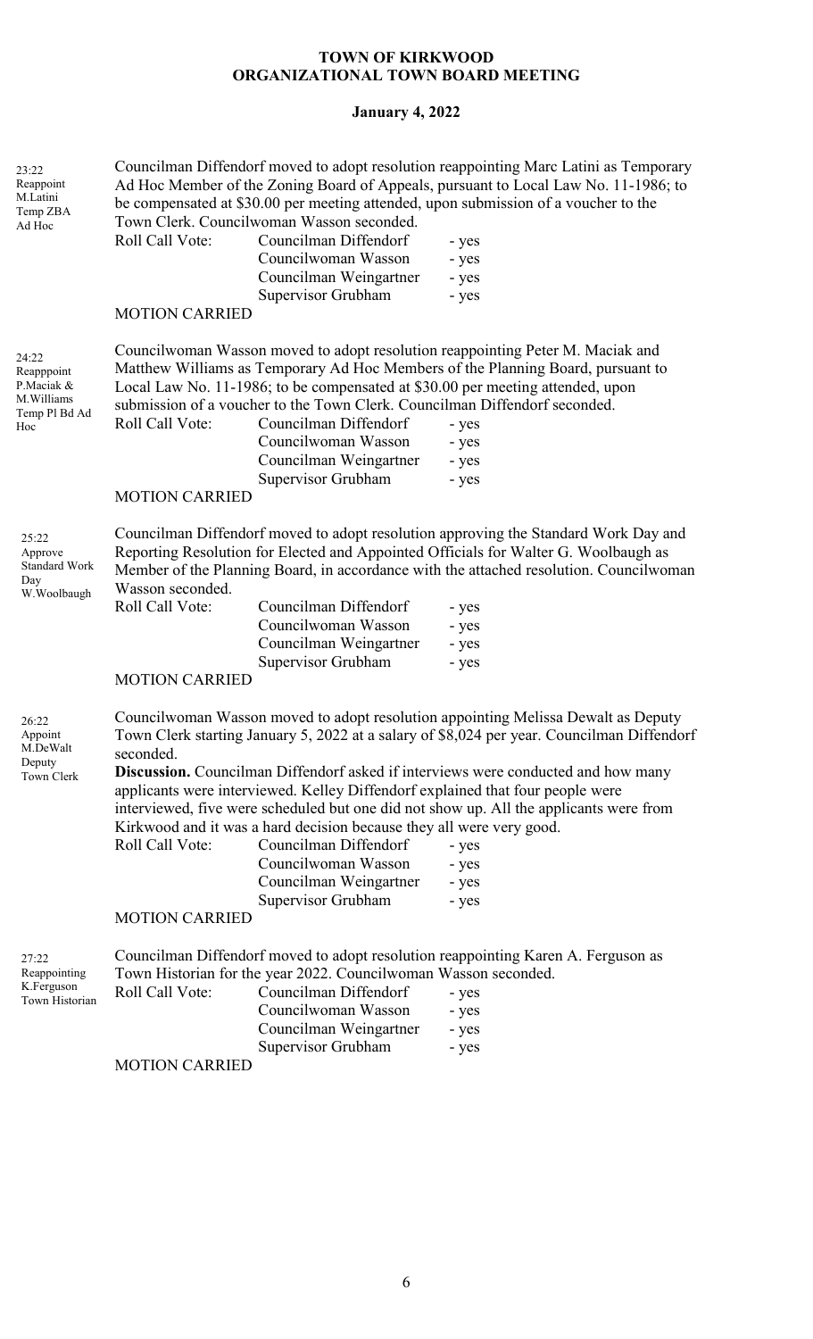**TOWN OF KIRKWOOD**
**ORGANIZATIONAL TOWN BOARD MEETING**

**January 4, 2022**

23:22 Reappoint M.Latini Temp ZBA Ad Hoc

Councilman Diffendorf moved to adopt resolution reappointing Marc Latini as Temporary Ad Hoc Member of the Zoning Board of Appeals, pursuant to Local Law No. 11-1986; to be compensated at $30.00 per meeting attended, upon submission of a voucher to the Town Clerk. Councilwoman Wasson seconded.

| Roll Call Vote: | Councilman Diffendorf | - yes |
|---|---|---|
| | Councilwoman Wasson | - yes |
| | Councilman Weingartner | - yes |
| | Supervisor Grubham | - yes |

MOTION CARRIED

24:22 Reapppoint P.Maciak & M.Williams Temp Pl Bd Ad Hoc

Councilwoman Wasson moved to adopt resolution reappointing Peter M. Maciak and Matthew Williams as Temporary Ad Hoc Members of the Planning Board, pursuant to Local Law No. 11-1986; to be compensated at $30.00 per meeting attended, upon submission of a voucher to the Town Clerk. Councilman Diffendorf seconded.

| Roll Call Vote: | Councilman Diffendorf | - yes |
|---|---|---|
| | Councilwoman Wasson | - yes |
| | Councilman Weingartner | - yes |
| | Supervisor Grubham | - yes |

MOTION CARRIED

25:22 Approve Standard Work Day W.Woolbaugh

Councilman Diffendorf moved to adopt resolution approving the Standard Work Day and Reporting Resolution for Elected and Appointed Officials for Walter G. Woolbaugh as Member of the Planning Board, in accordance with the attached resolution. Councilwoman Wasson seconded.

| Roll Call Vote: | Councilman Diffendorf | - yes |
|---|---|---|
| | Councilwoman Wasson | - yes |
| | Councilman Weingartner | - yes |
| | Supervisor Grubham | - yes |

MOTION CARRIED

26:22 Appoint M.DeWalt Deputy Town Clerk

Councilwoman Wasson moved to adopt resolution appointing Melissa Dewalt as Deputy Town Clerk starting January 5, 2022 at a salary of $8,024 per year. Councilman Diffendorf seconded.

**Discussion.** Councilman Diffendorf asked if interviews were conducted and how many applicants were interviewed. Kelley Diffendorf explained that four people were interviewed, five were scheduled but one did not show up. All the applicants were from Kirkwood and it was a hard decision because they all were very good.

| Roll Call Vote: | Councilman Diffendorf | - yes |
|---|---|---|
| | Councilwoman Wasson | - yes |
| | Councilman Weingartner | - yes |
| | Supervisor Grubham | - yes |

MOTION CARRIED

27:22 Reappointing K.Ferguson Town Historian

Councilman Diffendorf moved to adopt resolution reappointing Karen A. Ferguson as Town Historian for the year 2022. Councilwoman Wasson seconded.

| Roll Call Vote: | Councilman Diffendorf | - yes |
|---|---|---|
| | Councilwoman Wasson | - yes |
| | Councilman Weingartner | - yes |
| | Supervisor Grubham | - yes |

MOTION CARRIED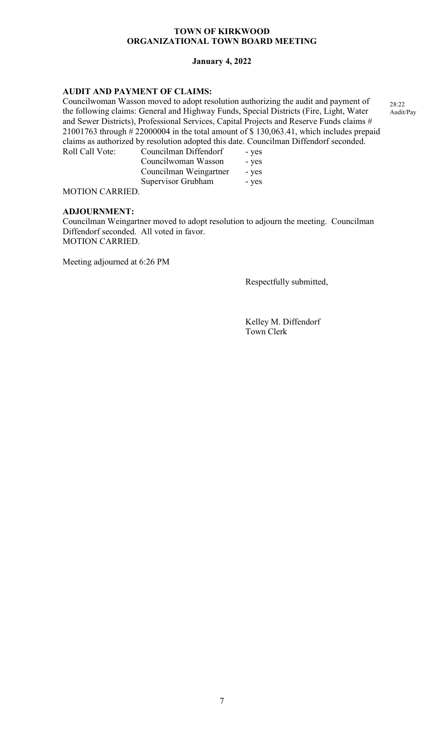**TOWN OF KIRKWOOD**
**ORGANIZATIONAL TOWN BOARD MEETING**

**January 4, 2022**

**AUDIT AND PAYMENT OF CLAIMS:**

28:22 Audit/Pay

Councilwoman Wasson moved to adopt resolution authorizing the audit and payment of the following claims: General and Highway Funds, Special Districts (Fire, Light, Water and Sewer Districts), Professional Services, Capital Projects and Reserve Funds claims # 21001763 through # 22000004 in the total amount of $ 130,063.41, which includes prepaid claims as authorized by resolution adopted this date. Councilman Diffendorf seconded.

| | | |
|---|---|---|
| Roll Call Vote: | Councilman Diffendorf | - yes |
| | Councilwoman Wasson | - yes |
| | Councilman Weingartner | - yes |
| | Supervisor Grubham | - yes |

MOTION CARRIED.

**ADJOURNMENT:**

Councilman Weingartner moved to adopt resolution to adjourn the meeting. Councilman Diffendorf seconded. All voted in favor.
MOTION CARRIED.

Meeting adjourned at 6:26 PM

Respectfully submitted,

Kelley M. Diffendorf
Town Clerk